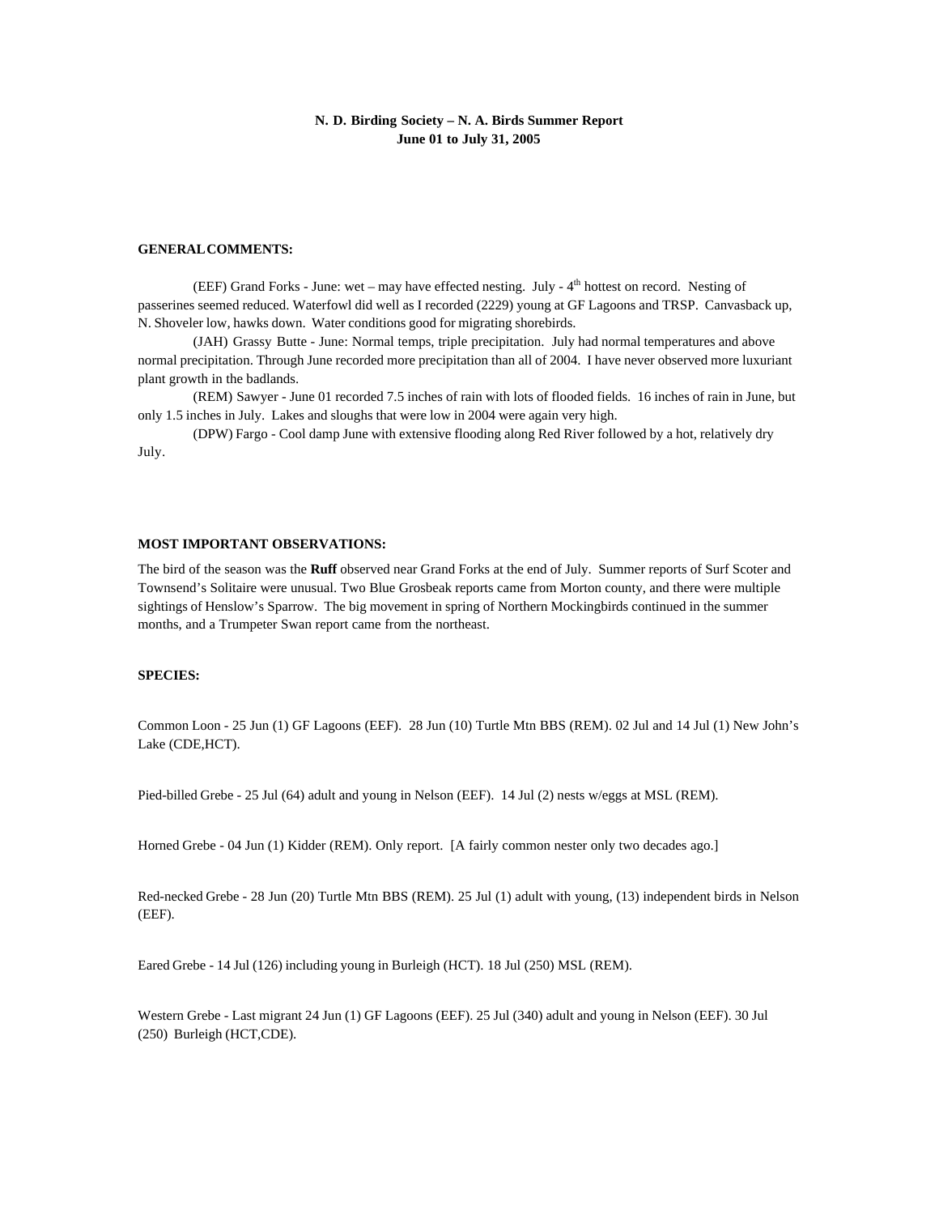**N. D. Birding Society – N. A. Birds Summer Report**
**June 01 to July 31, 2005**

**GENERAL COMMENTS:**

(EEF) Grand Forks - June: wet – may have effected nesting. July - 4th hottest on record. Nesting of passerines seemed reduced. Waterfowl did well as I recorded (2229) young at GF Lagoons and TRSP. Canvasback up, N. Shoveler low, hawks down. Water conditions good for migrating shorebirds.

(JAH) Grassy Butte - June: Normal temps, triple precipitation. July had normal temperatures and above normal precipitation. Through June recorded more precipitation than all of 2004. I have never observed more luxuriant plant growth in the badlands.

(REM) Sawyer - June 01 recorded 7.5 inches of rain with lots of flooded fields. 16 inches of rain in June, but only 1.5 inches in July. Lakes and sloughs that were low in 2004 were again very high.

(DPW) Fargo - Cool damp June with extensive flooding along Red River followed by a hot, relatively dry July.

**MOST IMPORTANT OBSERVATIONS:**

The bird of the season was the **Ruff** observed near Grand Forks at the end of July. Summer reports of Surf Scoter and Townsend's Solitaire were unusual. Two Blue Grosbeak reports came from Morton county, and there were multiple sightings of Henslow's Sparrow. The big movement in spring of Northern Mockingbirds continued in the summer months, and a Trumpeter Swan report came from the northeast.

**SPECIES:**

Common Loon - 25 Jun (1) GF Lagoons (EEF). 28 Jun (10) Turtle Mtn BBS (REM). 02 Jul and 14 Jul (1) New John's Lake (CDE,HCT).

Pied-billed Grebe - 25 Jul (64) adult and young in Nelson (EEF). 14 Jul (2) nests w/eggs at MSL (REM).

Horned Grebe - 04 Jun (1) Kidder (REM). Only report. [A fairly common nester only two decades ago.]

Red-necked Grebe - 28 Jun (20) Turtle Mtn BBS (REM). 25 Jul (1) adult with young, (13) independent birds in Nelson (EEF).

Eared Grebe - 14 Jul (126) including young in Burleigh (HCT). 18 Jul (250) MSL (REM).

Western Grebe - Last migrant 24 Jun (1) GF Lagoons (EEF). 25 Jul (340) adult and young in Nelson (EEF). 30 Jul (250) Burleigh (HCT,CDE).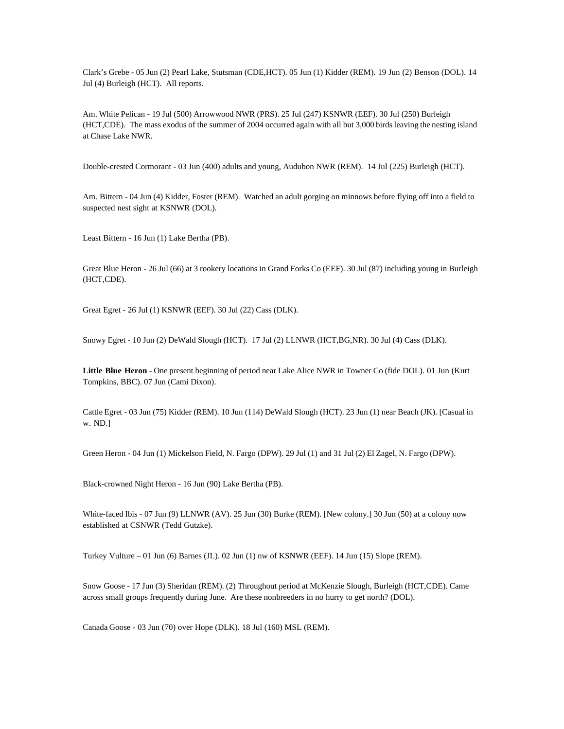Clark's Grebe - 05 Jun (2) Pearl Lake, Stutsman (CDE,HCT). 05 Jun (1) Kidder (REM). 19 Jun (2) Benson (DOL). 14 Jul (4) Burleigh (HCT). All reports.

Am. White Pelican - 19 Jul (500) Arrowwood NWR (PRS). 25 Jul (247) KSNWR (EEF). 30 Jul (250) Burleigh (HCT,CDE). The mass exodus of the summer of 2004 occurred again with all but 3,000 birds leaving the nesting island at Chase Lake NWR.

Double-crested Cormorant - 03 Jun (400) adults and young, Audubon NWR (REM). 14 Jul (225) Burleigh (HCT).

Am. Bittern - 04 Jun (4) Kidder, Foster (REM). Watched an adult gorging on minnows before flying off into a field to suspected nest sight at KSNWR (DOL).

Least Bittern - 16 Jun (1) Lake Bertha (PB).

Great Blue Heron - 26 Jul (66) at 3 rookery locations in Grand Forks Co (EEF). 30 Jul (87) including young in Burleigh (HCT,CDE).

Great Egret - 26 Jul (1) KSNWR (EEF). 30 Jul (22) Cass (DLK).

Snowy Egret - 10 Jun (2) DeWald Slough (HCT). 17 Jul (2) LLNWR (HCT,BG,NR). 30 Jul (4) Cass (DLK).

**Little Blue Heron** - One present beginning of period near Lake Alice NWR in Towner Co (fide DOL). 01 Jun (Kurt Tompkins, BBC). 07 Jun (Cami Dixon).

Cattle Egret - 03 Jun (75) Kidder (REM). 10 Jun (114) DeWald Slough (HCT). 23 Jun (1) near Beach (JK). [Casual in w. ND.]

Green Heron - 04 Jun (1) Mickelson Field, N. Fargo (DPW). 29 Jul (1) and 31 Jul (2) El Zagel, N. Fargo (DPW).

Black-crowned Night Heron - 16 Jun (90) Lake Bertha (PB).

White-faced Ibis - 07 Jun (9) LLNWR (AV). 25 Jun (30) Burke (REM). [New colony.] 30 Jun (50) at a colony now established at CSNWR (Tedd Gutzke).

Turkey Vulture – 01 Jun (6) Barnes (JL). 02 Jun (1) nw of KSNWR (EEF). 14 Jun (15) Slope (REM).

Snow Goose - 17 Jun (3) Sheridan (REM). (2) Throughout period at McKenzie Slough, Burleigh (HCT,CDE). Came across small groups frequently during June. Are these nonbreeders in no hurry to get north? (DOL).

Canada Goose - 03 Jun (70) over Hope (DLK). 18 Jul (160) MSL (REM).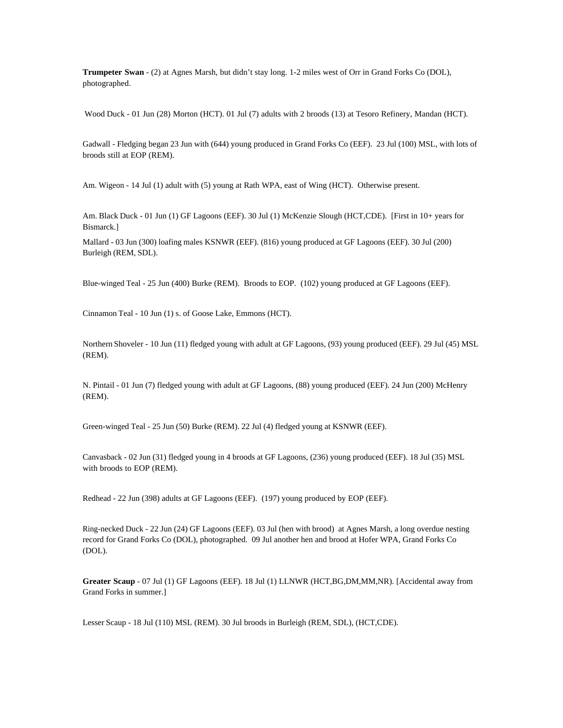**Trumpeter Swan** - (2) at Agnes Marsh, but didn't stay long. 1-2 miles west of Orr in Grand Forks Co (DOL), photographed.

Wood Duck - 01 Jun (28) Morton (HCT). 01 Jul (7) adults with 2 broods (13) at Tesoro Refinery, Mandan (HCT).

Gadwall - Fledging began 23 Jun with (644) young produced in Grand Forks Co (EEF). 23 Jul (100) MSL, with lots of broods still at EOP (REM).

Am. Wigeon - 14 Jul (1) adult with (5) young at Rath WPA, east of Wing (HCT). Otherwise present.

Am. Black Duck - 01 Jun (1) GF Lagoons (EEF). 30 Jul (1) McKenzie Slough (HCT,CDE). [First in 10+ years for Bismarck.]

Mallard - 03 Jun (300) loafing males KSNWR (EEF). (816) young produced at GF Lagoons (EEF). 30 Jul (200) Burleigh (REM, SDL).

Blue-winged Teal - 25 Jun (400) Burke (REM). Broods to EOP. (102) young produced at GF Lagoons (EEF).

Cinnamon Teal - 10 Jun (1) s. of Goose Lake, Emmons (HCT).

Northern Shoveler - 10 Jun (11) fledged young with adult at GF Lagoons, (93) young produced (EEF). 29 Jul (45) MSL (REM).

N. Pintail - 01 Jun (7) fledged young with adult at GF Lagoons, (88) young produced (EEF). 24 Jun (200) McHenry (REM).

Green-winged Teal - 25 Jun (50) Burke (REM). 22 Jul (4) fledged young at KSNWR (EEF).

Canvasback - 02 Jun (31) fledged young in 4 broods at GF Lagoons, (236) young produced (EEF). 18 Jul (35) MSL with broods to EOP (REM).

Redhead - 22 Jun (398) adults at GF Lagoons (EEF). (197) young produced by EOP (EEF).

Ring-necked Duck - 22 Jun (24) GF Lagoons (EEF). 03 Jul (hen with brood) at Agnes Marsh, a long overdue nesting record for Grand Forks Co (DOL), photographed. 09 Jul another hen and brood at Hofer WPA, Grand Forks Co (DOL).

**Greater Scaup** - 07 Jul (1) GF Lagoons (EEF). 18 Jul (1) LLNWR (HCT,BG,DM,MM,NR). [Accidental away from Grand Forks in summer.]

Lesser Scaup - 18 Jul (110) MSL (REM). 30 Jul broods in Burleigh (REM, SDL), (HCT,CDE).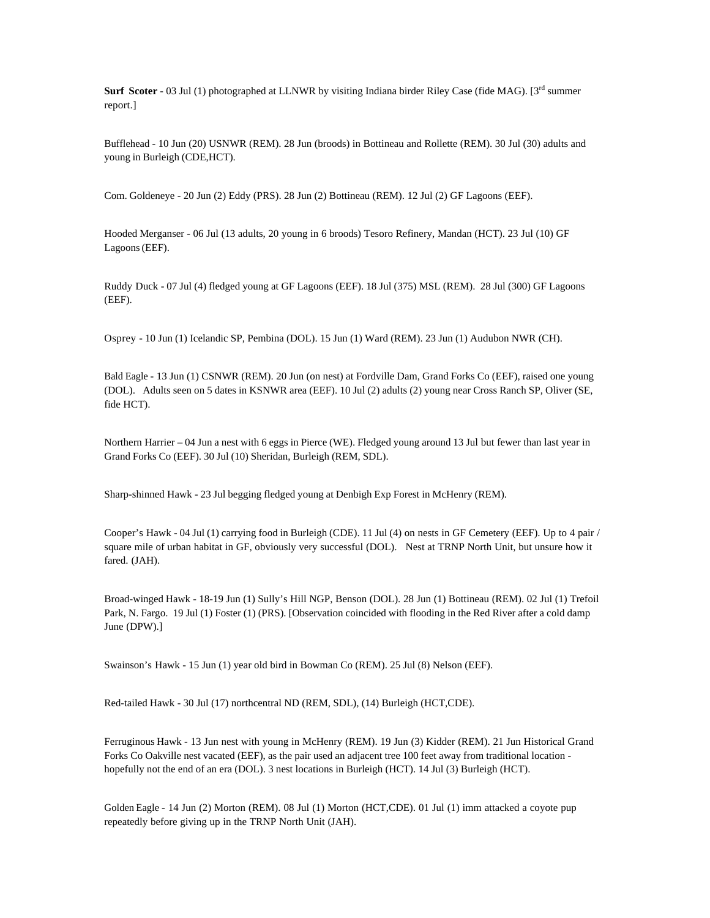**Surf Scoter** - 03 Jul (1) photographed at LLNWR by visiting Indiana birder Riley Case (fide MAG). [3rd summer report.]

Bufflehead - 10 Jun (20) USNWR (REM). 28 Jun (broods) in Bottineau and Rollette (REM). 30 Jul (30) adults and young in Burleigh (CDE,HCT).

Com. Goldeneye - 20 Jun (2) Eddy (PRS). 28 Jun (2) Bottineau (REM). 12 Jul (2) GF Lagoons (EEF).

Hooded Merganser - 06 Jul (13 adults, 20 young in 6 broods) Tesoro Refinery, Mandan (HCT). 23 Jul (10) GF Lagoons (EEF).

Ruddy Duck - 07 Jul (4) fledged young at GF Lagoons (EEF). 18 Jul (375) MSL (REM). 28 Jul (300) GF Lagoons (EEF).

Osprey - 10 Jun (1) Icelandic SP, Pembina (DOL). 15 Jun (1) Ward (REM). 23 Jun (1) Audubon NWR (CH).

Bald Eagle - 13 Jun (1) CSNWR (REM). 20 Jun (on nest) at Fordville Dam, Grand Forks Co (EEF), raised one young (DOL). Adults seen on 5 dates in KSNWR area (EEF). 10 Jul (2) adults (2) young near Cross Ranch SP, Oliver (SE, fide HCT).

Northern Harrier – 04 Jun a nest with 6 eggs in Pierce (WE). Fledged young around 13 Jul but fewer than last year in Grand Forks Co (EEF). 30 Jul (10) Sheridan, Burleigh (REM, SDL).

Sharp-shinned Hawk - 23 Jul begging fledged young at Denbigh Exp Forest in McHenry (REM).

Cooper's Hawk - 04 Jul (1) carrying food in Burleigh (CDE). 11 Jul (4) on nests in GF Cemetery (EEF). Up to 4 pair / square mile of urban habitat in GF, obviously very successful (DOL). Nest at TRNP North Unit, but unsure how it fared. (JAH).

Broad-winged Hawk - 18-19 Jun (1) Sully's Hill NGP, Benson (DOL). 28 Jun (1) Bottineau (REM). 02 Jul (1) Trefoil Park, N. Fargo. 19 Jul (1) Foster (1) (PRS). [Observation coincided with flooding in the Red River after a cold damp June (DPW).]

Swainson's Hawk - 15 Jun (1) year old bird in Bowman Co (REM). 25 Jul (8) Nelson (EEF).

Red-tailed Hawk - 30 Jul (17) northcentral ND (REM, SDL), (14) Burleigh (HCT,CDE).

Ferruginous Hawk - 13 Jun nest with young in McHenry (REM). 19 Jun (3) Kidder (REM). 21 Jun Historical Grand Forks Co Oakville nest vacated (EEF), as the pair used an adjacent tree 100 feet away from traditional location - hopefully not the end of an era (DOL). 3 nest locations in Burleigh (HCT). 14 Jul (3) Burleigh (HCT).

Golden Eagle - 14 Jun (2) Morton (REM). 08 Jul (1) Morton (HCT,CDE). 01 Jul (1) imm attacked a coyote pup repeatedly before giving up in the TRNP North Unit (JAH).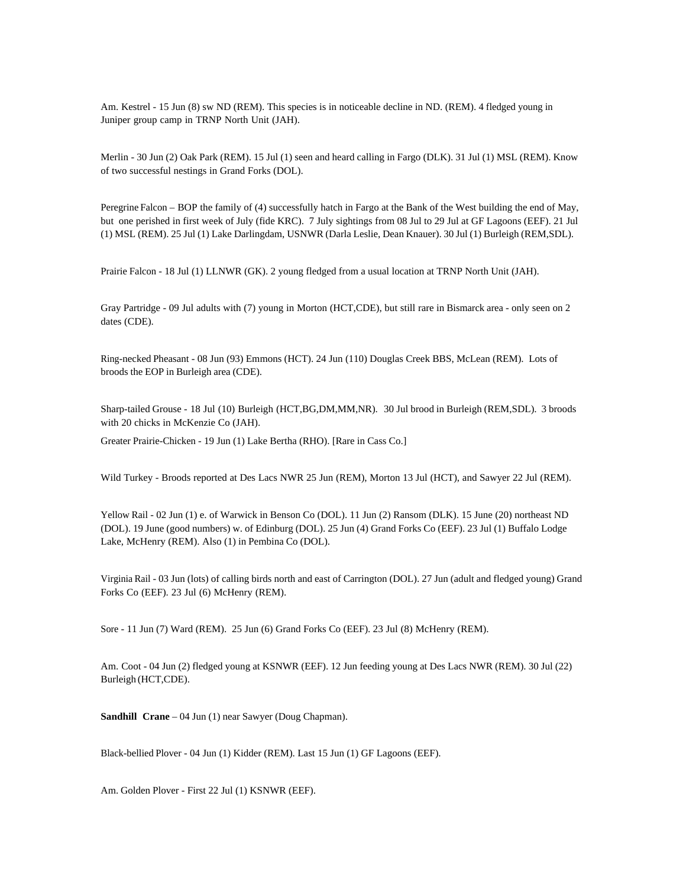Am. Kestrel - 15 Jun (8) sw ND (REM). This species is in noticeable decline in ND. (REM). 4 fledged young in Juniper group camp in TRNP North Unit (JAH).

Merlin - 30 Jun (2) Oak Park (REM). 15 Jul (1) seen and heard calling in Fargo (DLK). 31 Jul (1) MSL (REM). Know of two successful nestings in Grand Forks (DOL).

Peregrine Falcon – BOP the family of (4) successfully hatch in Fargo at the Bank of the West building the end of May, but one perished in first week of July (fide KRC). 7 July sightings from 08 Jul to 29 Jul at GF Lagoons (EEF). 21 Jul (1) MSL (REM). 25 Jul (1) Lake Darlingdam, USNWR (Darla Leslie, Dean Knauer). 30 Jul (1) Burleigh (REM,SDL).

Prairie Falcon - 18 Jul (1) LLNWR (GK). 2 young fledged from a usual location at TRNP North Unit (JAH).

Gray Partridge - 09 Jul adults with (7) young in Morton (HCT,CDE), but still rare in Bismarck area - only seen on 2 dates (CDE).

Ring-necked Pheasant - 08 Jun (93) Emmons (HCT). 24 Jun (110) Douglas Creek BBS, McLean (REM). Lots of broods the EOP in Burleigh area (CDE).

Sharp-tailed Grouse - 18 Jul (10) Burleigh (HCT,BG,DM,MM,NR). 30 Jul brood in Burleigh (REM,SDL). 3 broods with 20 chicks in McKenzie Co (JAH).

Greater Prairie-Chicken - 19 Jun (1) Lake Bertha (RHO). [Rare in Cass Co.]

Wild Turkey - Broods reported at Des Lacs NWR 25 Jun (REM), Morton 13 Jul (HCT), and Sawyer 22 Jul (REM).

Yellow Rail - 02 Jun (1) e. of Warwick in Benson Co (DOL). 11 Jun (2) Ransom (DLK). 15 June (20) northeast ND (DOL). 19 June (good numbers) w. of Edinburg (DOL). 25 Jun (4) Grand Forks Co (EEF). 23 Jul (1) Buffalo Lodge Lake, McHenry (REM). Also (1) in Pembina Co (DOL).

Virginia Rail - 03 Jun (lots) of calling birds north and east of Carrington (DOL). 27 Jun (adult and fledged young) Grand Forks Co (EEF). 23 Jul (6) McHenry (REM).

Sore - 11 Jun (7) Ward (REM). 25 Jun (6) Grand Forks Co (EEF). 23 Jul (8) McHenry (REM).

Am. Coot - 04 Jun (2) fledged young at KSNWR (EEF). 12 Jun feeding young at Des Lacs NWR (REM). 30 Jul (22) Burleigh (HCT,CDE).

**Sandhill Crane** – 04 Jun (1) near Sawyer (Doug Chapman).

Black-bellied Plover - 04 Jun (1) Kidder (REM). Last 15 Jun (1) GF Lagoons (EEF).

Am. Golden Plover - First 22 Jul (1) KSNWR (EEF).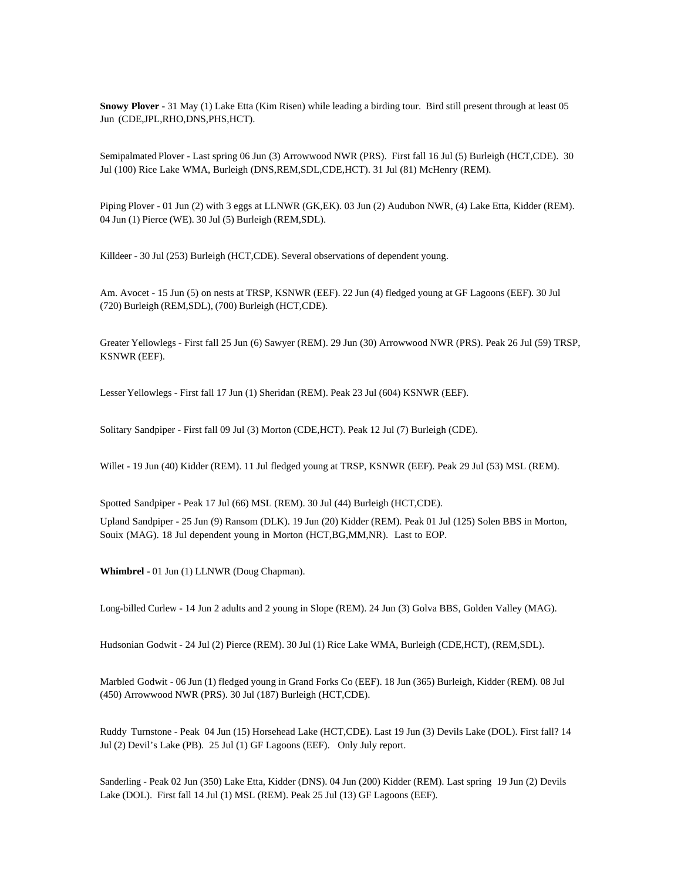**Snowy Plover** - 31 May (1) Lake Etta (Kim Risen) while leading a birding tour. Bird still present through at least 05 Jun (CDE,JPL,RHO,DNS,PHS,HCT).

Semipalmated Plover - Last spring 06 Jun (3) Arrowwood NWR (PRS). First fall 16 Jul (5) Burleigh (HCT,CDE). 30 Jul (100) Rice Lake WMA, Burleigh (DNS,REM,SDL,CDE,HCT). 31 Jul (81) McHenry (REM).

Piping Plover - 01 Jun (2) with 3 eggs at LLNWR (GK,EK). 03 Jun (2) Audubon NWR, (4) Lake Etta, Kidder (REM). 04 Jun (1) Pierce (WE). 30 Jul (5) Burleigh (REM,SDL).

Killdeer - 30 Jul (253) Burleigh (HCT,CDE). Several observations of dependent young.

Am. Avocet - 15 Jun (5) on nests at TRSP, KSNWR (EEF). 22 Jun (4) fledged young at GF Lagoons (EEF). 30 Jul (720) Burleigh (REM,SDL), (700) Burleigh (HCT,CDE).

Greater Yellowlegs - First fall 25 Jun (6) Sawyer (REM). 29 Jun (30) Arrowwood NWR (PRS). Peak 26 Jul (59) TRSP, KSNWR (EEF).

Lesser Yellowlegs - First fall 17 Jun (1) Sheridan (REM). Peak 23 Jul (604) KSNWR (EEF).

Solitary Sandpiper - First fall 09 Jul (3) Morton (CDE,HCT). Peak 12 Jul (7) Burleigh (CDE).

Willet - 19 Jun (40) Kidder (REM). 11 Jul fledged young at TRSP, KSNWR (EEF). Peak 29 Jul (53) MSL (REM).

Spotted Sandpiper - Peak 17 Jul (66) MSL (REM). 30 Jul (44) Burleigh (HCT,CDE).

Upland Sandpiper - 25 Jun (9) Ransom (DLK). 19 Jun (20) Kidder (REM). Peak 01 Jul (125) Solen BBS in Morton, Souix (MAG). 18 Jul dependent young in Morton (HCT,BG,MM,NR). Last to EOP.

**Whimbrel** - 01 Jun (1) LLNWR (Doug Chapman).

Long-billed Curlew - 14 Jun 2 adults and 2 young in Slope (REM). 24 Jun (3) Golva BBS, Golden Valley (MAG).

Hudsonian Godwit - 24 Jul (2) Pierce (REM). 30 Jul (1) Rice Lake WMA, Burleigh (CDE,HCT), (REM,SDL).

Marbled Godwit - 06 Jun (1) fledged young in Grand Forks Co (EEF). 18 Jun (365) Burleigh, Kidder (REM). 08 Jul (450) Arrowwood NWR (PRS). 30 Jul (187) Burleigh (HCT,CDE).

Ruddy Turnstone - Peak 04 Jun (15) Horsehead Lake (HCT,CDE). Last 19 Jun (3) Devils Lake (DOL). First fall? 14 Jul (2) Devil's Lake (PB). 25 Jul (1) GF Lagoons (EEF). Only July report.

Sanderling - Peak 02 Jun (350) Lake Etta, Kidder (DNS). 04 Jun (200) Kidder (REM). Last spring 19 Jun (2) Devils Lake (DOL). First fall 14 Jul (1) MSL (REM). Peak 25 Jul (13) GF Lagoons (EEF).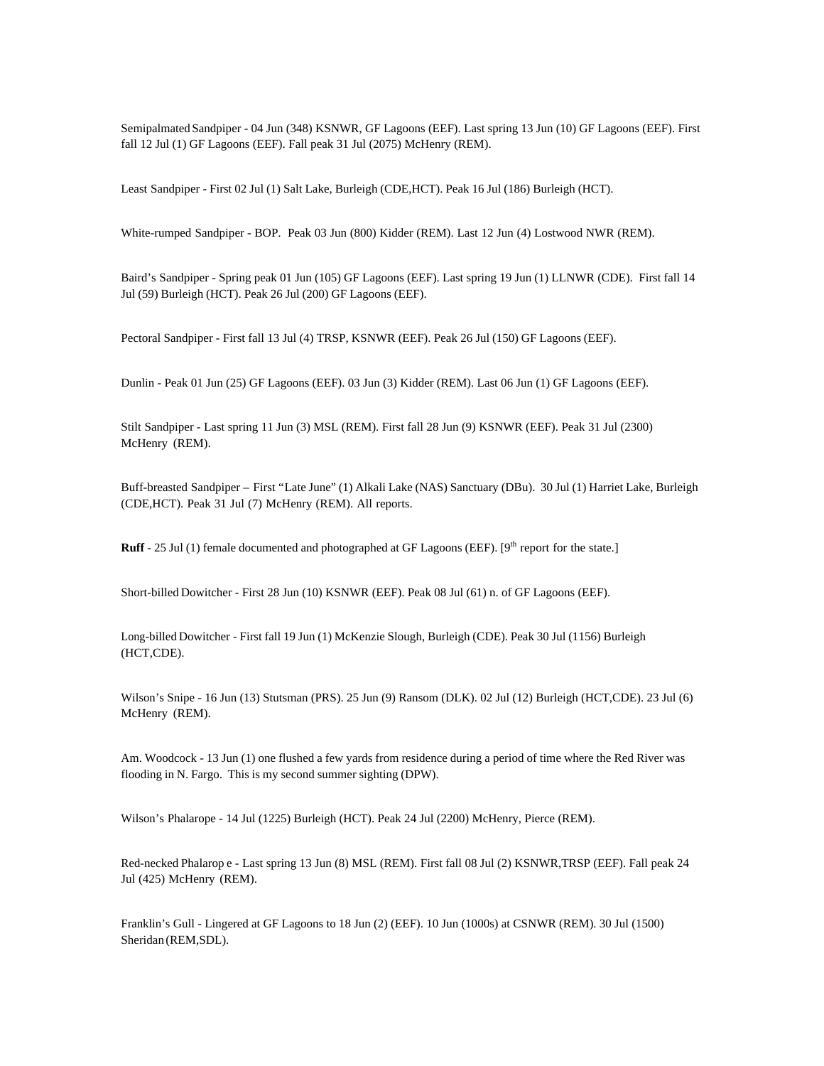Semipalmated Sandpiper - 04 Jun (348) KSNWR, GF Lagoons (EEF). Last spring 13 Jun (10) GF Lagoons (EEF). First fall 12 Jul (1) GF Lagoons (EEF). Fall peak 31 Jul (2075) McHenry (REM).

Least Sandpiper - First 02 Jul (1) Salt Lake, Burleigh (CDE,HCT). Peak 16 Jul (186) Burleigh (HCT).

White-rumped Sandpiper - BOP. Peak 03 Jun (800) Kidder (REM). Last 12 Jun (4) Lostwood NWR (REM).

Baird's Sandpiper - Spring peak 01 Jun (105) GF Lagoons (EEF). Last spring 19 Jun (1) LLNWR (CDE). First fall 14 Jul (59) Burleigh (HCT). Peak 26 Jul (200) GF Lagoons (EEF).

Pectoral Sandpiper - First fall 13 Jul (4) TRSP, KSNWR (EEF). Peak 26 Jul (150) GF Lagoons (EEF).

Dunlin - Peak 01 Jun (25) GF Lagoons (EEF). 03 Jun (3) Kidder (REM). Last 06 Jun (1) GF Lagoons (EEF).

Stilt Sandpiper - Last spring 11 Jun (3) MSL (REM). First fall 28 Jun (9) KSNWR (EEF). Peak 31 Jul (2300) McHenry (REM).

Buff-breasted Sandpiper – First "Late June" (1) Alkali Lake (NAS) Sanctuary (DBu). 30 Jul (1) Harriet Lake, Burleigh (CDE,HCT). Peak 31 Jul (7) McHenry (REM). All reports.

**Ruff** - 25 Jul (1) female documented and photographed at GF Lagoons (EEF). [9th report for the state.]

Short-billed Dowitcher - First 28 Jun (10) KSNWR (EEF). Peak 08 Jul (61) n. of GF Lagoons (EEF).

Long-billed Dowitcher - First fall 19 Jun (1) McKenzie Slough, Burleigh (CDE). Peak 30 Jul (1156) Burleigh (HCT,CDE).

Wilson's Snipe - 16 Jun (13) Stutsman (PRS). 25 Jun (9) Ransom (DLK). 02 Jul (12) Burleigh (HCT,CDE). 23 Jul (6) McHenry (REM).

Am. Woodcock - 13 Jun (1) one flushed a few yards from residence during a period of time where the Red River was flooding in N. Fargo. This is my second summer sighting (DPW).

Wilson's Phalarope - 14 Jul (1225) Burleigh (HCT). Peak 24 Jul (2200) McHenry, Pierce (REM).

Red-necked Phalarope - Last spring 13 Jun (8) MSL (REM). First fall 08 Jul (2) KSNWR,TRSP (EEF). Fall peak 24 Jul (425) McHenry (REM).

Franklin's Gull - Lingered at GF Lagoons to 18 Jun (2) (EEF). 10 Jun (1000s) at CSNWR (REM). 30 Jul (1500) Sheridan (REM,SDL).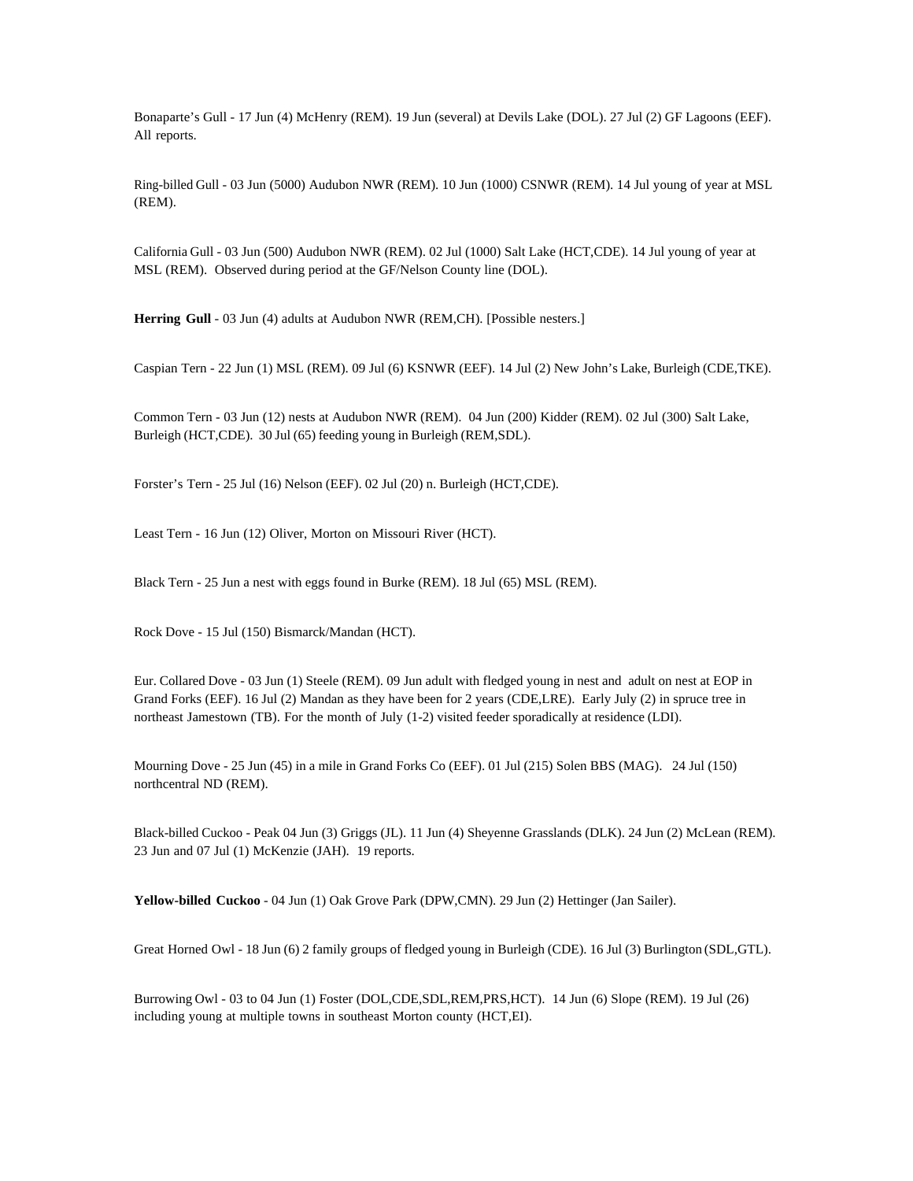Bonaparte’s Gull - 17 Jun (4) McHenry (REM). 19 Jun (several) at Devils Lake (DOL). 27 Jul (2) GF Lagoons (EEF). All reports.

Ring-billed Gull - 03 Jun (5000) Audubon NWR (REM). 10 Jun (1000) CSNWR (REM). 14 Jul young of year at MSL (REM).

California Gull - 03 Jun (500) Audubon NWR (REM). 02 Jul (1000) Salt Lake (HCT,CDE). 14 Jul young of year at MSL (REM). Observed during period at the GF/Nelson County line (DOL).

**Herring Gull** - 03 Jun (4) adults at Audubon NWR (REM,CH). [Possible nesters.]

Caspian Tern - 22 Jun (1) MSL (REM). 09 Jul (6) KSNWR (EEF). 14 Jul (2) New John’s Lake, Burleigh (CDE,TKE).

Common Tern - 03 Jun (12) nests at Audubon NWR (REM). 04 Jun (200) Kidder (REM). 02 Jul (300) Salt Lake, Burleigh (HCT,CDE). 30 Jul (65) feeding young in Burleigh (REM,SDL).

Forster’s Tern - 25 Jul (16) Nelson (EEF). 02 Jul (20) n. Burleigh (HCT,CDE).

Least Tern - 16 Jun (12) Oliver, Morton on Missouri River (HCT).

Black Tern - 25 Jun a nest with eggs found in Burke (REM). 18 Jul (65) MSL (REM).

Rock Dove - 15 Jul (150) Bismarck/Mandan (HCT).

Eur. Collared Dove - 03 Jun (1) Steele (REM). 09 Jun adult with fledged young in nest and adult on nest at EOP in Grand Forks (EEF). 16 Jul (2) Mandan as they have been for 2 years (CDE,LRE). Early July (2) in spruce tree in northeast Jamestown (TB). For the month of July (1-2) visited feeder sporadically at residence (LDI).

Mourning Dove - 25 Jun (45) in a mile in Grand Forks Co (EEF). 01 Jul (215) Solen BBS (MAG). 24 Jul (150) northcentral ND (REM).

Black-billed Cuckoo - Peak 04 Jun (3) Griggs (JL). 11 Jun (4) Sheyenne Grasslands (DLK). 24 Jun (2) McLean (REM). 23 Jun and 07 Jul (1) McKenzie (JAH). 19 reports.

**Yellow-billed Cuckoo** - 04 Jun (1) Oak Grove Park (DPW,CMN). 29 Jun (2) Hettinger (Jan Sailer).

Great Horned Owl - 18 Jun (6) 2 family groups of fledged young in Burleigh (CDE). 16 Jul (3) Burlington (SDL,GTL).

Burrowing Owl - 03 to 04 Jun (1) Foster (DOL,CDE,SDL,REM,PRS,HCT). 14 Jun (6) Slope (REM). 19 Jul (26) including young at multiple towns in southeast Morton county (HCT,EI).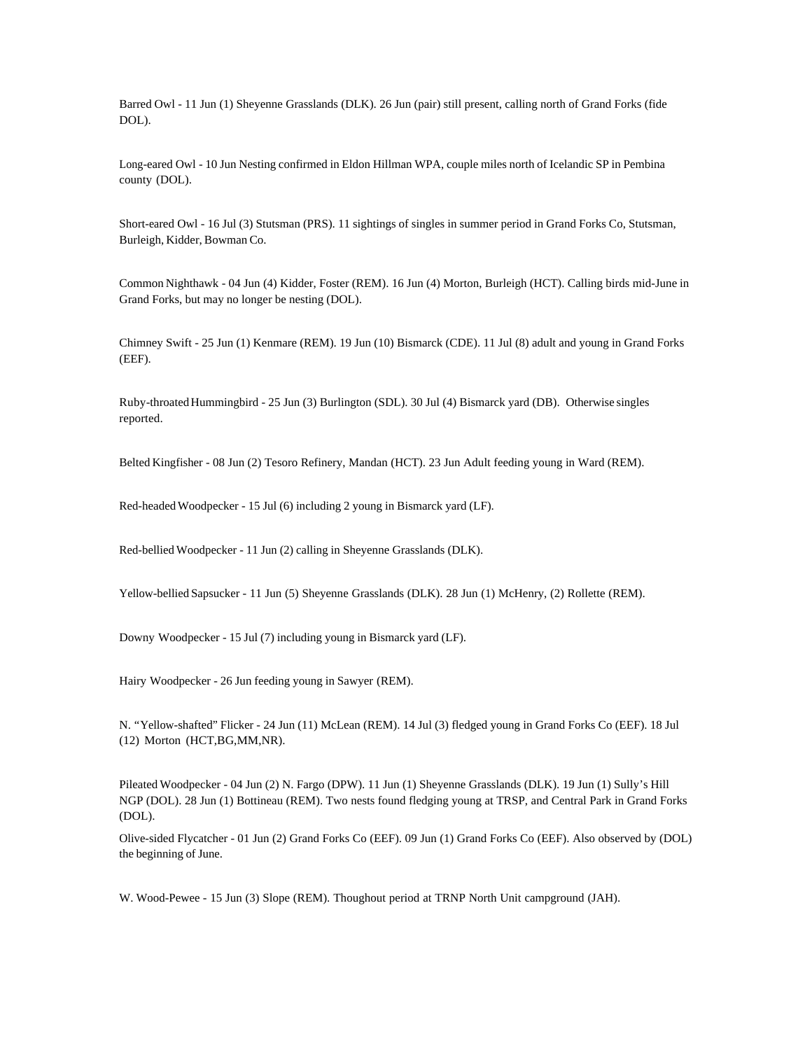Barred Owl - 11 Jun (1) Sheyenne Grasslands (DLK). 26 Jun (pair) still present, calling north of Grand Forks (fide DOL).

Long-eared Owl - 10 Jun Nesting confirmed in Eldon Hillman WPA, couple miles north of Icelandic SP in Pembina county (DOL).

Short-eared Owl - 16 Jul (3) Stutsman (PRS). 11 sightings of singles in summer period in Grand Forks Co, Stutsman, Burleigh, Kidder, Bowman Co.

Common Nighthawk - 04 Jun (4) Kidder, Foster (REM). 16 Jun (4) Morton, Burleigh (HCT). Calling birds mid-June in Grand Forks, but may no longer be nesting (DOL).

Chimney Swift - 25 Jun (1) Kenmare (REM). 19 Jun (10) Bismarck (CDE). 11 Jul (8) adult and young in Grand Forks (EEF).

Ruby-throated Hummingbird - 25 Jun (3) Burlington (SDL). 30 Jul (4) Bismarck yard (DB). Otherwise singles reported.

Belted Kingfisher - 08 Jun (2) Tesoro Refinery, Mandan (HCT). 23 Jun Adult feeding young in Ward (REM).

Red-headed Woodpecker - 15 Jul (6) including 2 young in Bismarck yard (LF).

Red-bellied Woodpecker - 11 Jun (2) calling in Sheyenne Grasslands (DLK).

Yellow-bellied Sapsucker - 11 Jun (5) Sheyenne Grasslands (DLK). 28 Jun (1) McHenry, (2) Rollette (REM).

Downy Woodpecker - 15 Jul (7) including young in Bismarck yard (LF).

Hairy Woodpecker - 26 Jun feeding young in Sawyer (REM).

N. "Yellow-shafted" Flicker - 24 Jun (11) McLean (REM). 14 Jul (3) fledged young in Grand Forks Co (EEF). 18 Jul (12) Morton (HCT,BG,MM,NR).

Pileated Woodpecker - 04 Jun (2) N. Fargo (DPW). 11 Jun (1) Sheyenne Grasslands (DLK). 19 Jun (1) Sully's Hill NGP (DOL). 28 Jun (1) Bottineau (REM). Two nests found fledging young at TRSP, and Central Park in Grand Forks (DOL).

Olive-sided Flycatcher - 01 Jun (2) Grand Forks Co (EEF). 09 Jun (1) Grand Forks Co (EEF). Also observed by (DOL) the beginning of June.

W. Wood-Pewee - 15 Jun (3) Slope (REM). Thoughout period at TRNP North Unit campground (JAH).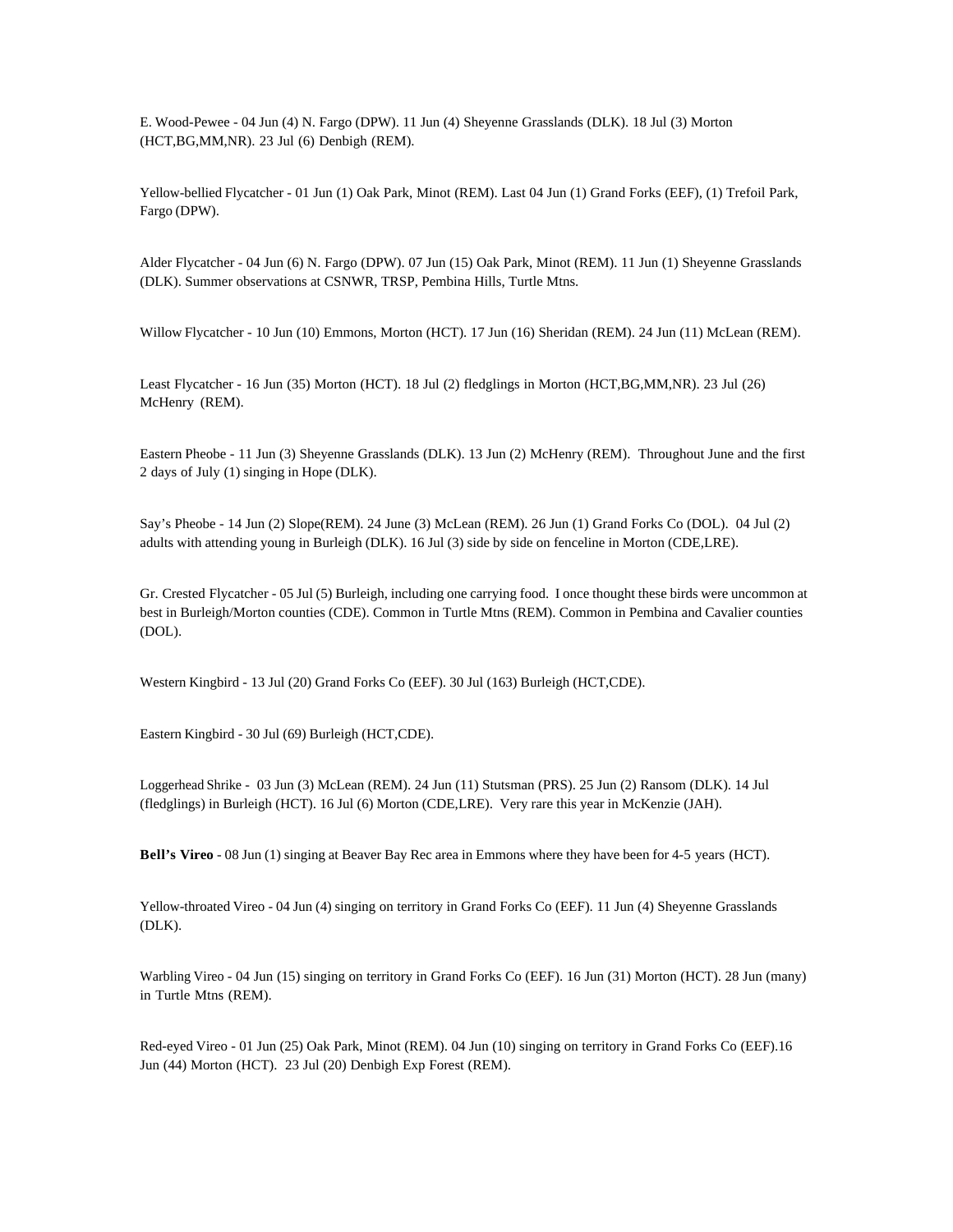E. Wood-Pewee - 04 Jun (4) N. Fargo (DPW). 11 Jun (4) Sheyenne Grasslands (DLK). 18 Jul (3) Morton (HCT,BG,MM,NR). 23 Jul (6) Denbigh (REM).

Yellow-bellied Flycatcher - 01 Jun (1) Oak Park, Minot (REM). Last 04 Jun (1) Grand Forks (EEF), (1) Trefoil Park, Fargo (DPW).

Alder Flycatcher - 04 Jun (6) N. Fargo (DPW). 07 Jun (15) Oak Park, Minot (REM). 11 Jun (1) Sheyenne Grasslands (DLK). Summer observations at CSNWR, TRSP, Pembina Hills, Turtle Mtns.

Willow Flycatcher - 10 Jun (10) Emmons, Morton (HCT). 17 Jun (16) Sheridan (REM). 24 Jun (11) McLean (REM).

Least Flycatcher - 16 Jun (35) Morton (HCT). 18 Jul (2) fledglings in Morton (HCT,BG,MM,NR). 23 Jul (26) McHenry (REM).

Eastern Pheobe - 11 Jun (3) Sheyenne Grasslands (DLK). 13 Jun (2) McHenry (REM). Throughout June and the first 2 days of July (1) singing in Hope (DLK).

Say's Pheobe - 14 Jun (2) Slope(REM). 24 June (3) McLean (REM). 26 Jun (1) Grand Forks Co (DOL). 04 Jul (2) adults with attending young in Burleigh (DLK). 16 Jul (3) side by side on fenceline in Morton (CDE,LRE).

Gr. Crested Flycatcher - 05 Jul (5) Burleigh, including one carrying food. I once thought these birds were uncommon at best in Burleigh/Morton counties (CDE). Common in Turtle Mtns (REM). Common in Pembina and Cavalier counties (DOL).

Western Kingbird - 13 Jul (20) Grand Forks Co (EEF). 30 Jul (163) Burleigh (HCT,CDE).

Eastern Kingbird - 30 Jul (69) Burleigh (HCT,CDE).

Loggerhead Shrike - 03 Jun (3) McLean (REM). 24 Jun (11) Stutsman (PRS). 25 Jun (2) Ransom (DLK). 14 Jul (fledglings) in Burleigh (HCT). 16 Jul (6) Morton (CDE,LRE). Very rare this year in McKenzie (JAH).

**Bell's Vireo** - 08 Jun (1) singing at Beaver Bay Rec area in Emmons where they have been for 4-5 years (HCT).

Yellow-throated Vireo - 04 Jun (4) singing on territory in Grand Forks Co (EEF). 11 Jun (4) Sheyenne Grasslands (DLK).

Warbling Vireo - 04 Jun (15) singing on territory in Grand Forks Co (EEF). 16 Jun (31) Morton (HCT). 28 Jun (many) in Turtle Mtns (REM).

Red-eyed Vireo - 01 Jun (25) Oak Park, Minot (REM). 04 Jun (10) singing on territory in Grand Forks Co (EEF).16 Jun (44) Morton (HCT). 23 Jul (20) Denbigh Exp Forest (REM).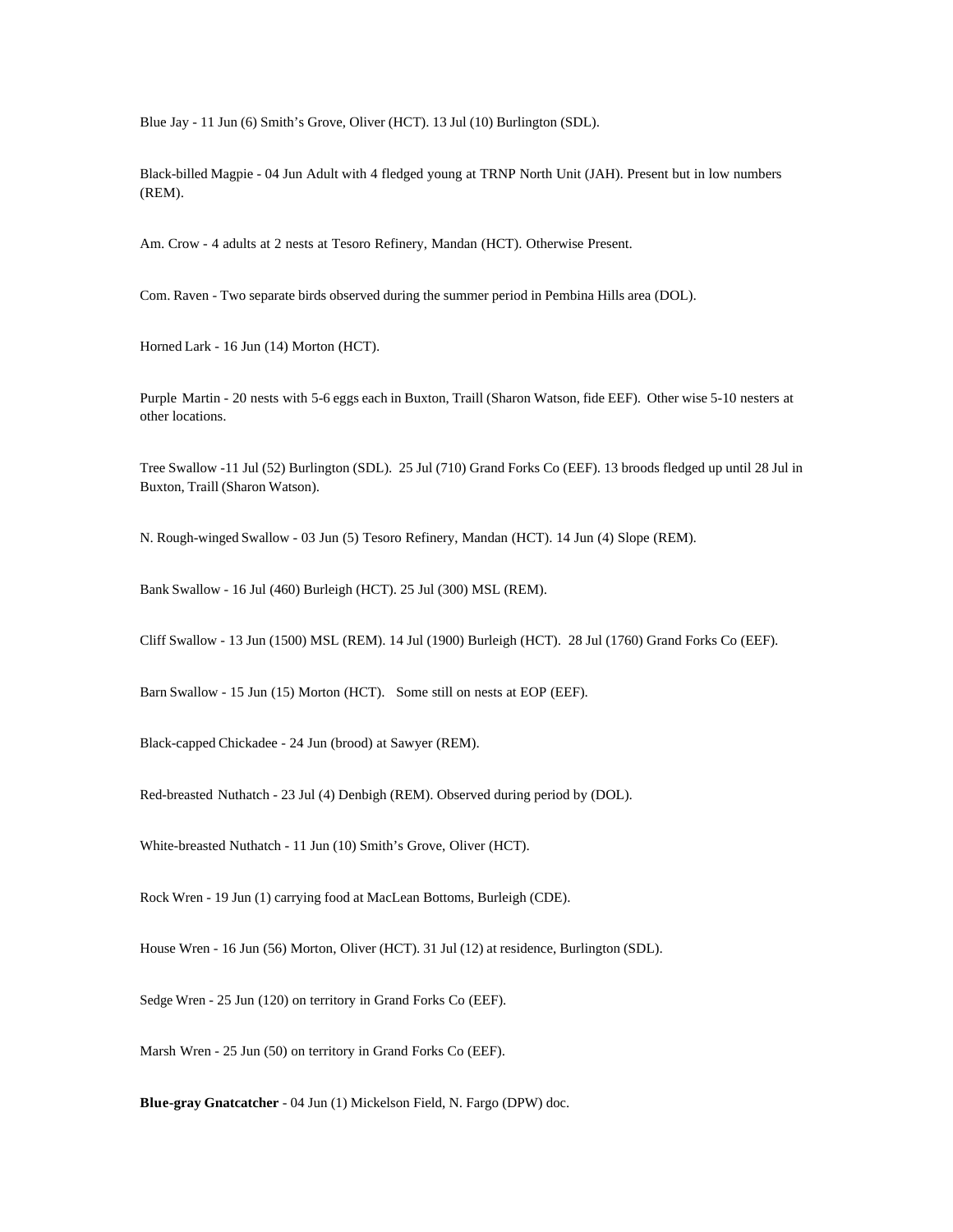Blue Jay - 11 Jun (6) Smith's Grove, Oliver (HCT). 13 Jul (10) Burlington (SDL).

Black-billed Magpie - 04 Jun Adult with 4 fledged young at TRNP North Unit (JAH). Present but in low numbers (REM).

Am. Crow - 4 adults at 2 nests at Tesoro Refinery, Mandan (HCT). Otherwise Present.

Com. Raven - Two separate birds observed during the summer period in Pembina Hills area (DOL).

Horned Lark - 16 Jun (14) Morton (HCT).

Purple Martin - 20 nests with 5-6 eggs each in Buxton, Traill (Sharon Watson, fide EEF). Other wise 5-10 nesters at other locations.

Tree Swallow -11 Jul (52) Burlington (SDL). 25 Jul (710) Grand Forks Co (EEF). 13 broods fledged up until 28 Jul in Buxton, Traill (Sharon Watson).

N. Rough-winged Swallow - 03 Jun (5) Tesoro Refinery, Mandan (HCT). 14 Jun (4) Slope (REM).

Bank Swallow - 16 Jul (460) Burleigh (HCT). 25 Jul (300) MSL (REM).

Cliff Swallow - 13 Jun (1500) MSL (REM). 14 Jul (1900) Burleigh (HCT). 28 Jul (1760) Grand Forks Co (EEF).

Barn Swallow - 15 Jun (15) Morton (HCT). Some still on nests at EOP (EEF).

Black-capped Chickadee - 24 Jun (brood) at Sawyer (REM).

Red-breasted Nuthatch - 23 Jul (4) Denbigh (REM). Observed during period by (DOL).

White-breasted Nuthatch - 11 Jun (10) Smith's Grove, Oliver (HCT).

Rock Wren - 19 Jun (1) carrying food at MacLean Bottoms, Burleigh (CDE).

House Wren - 16 Jun (56) Morton, Oliver (HCT). 31 Jul (12) at residence, Burlington (SDL).

Sedge Wren - 25 Jun (120) on territory in Grand Forks Co (EEF).

Marsh Wren - 25 Jun (50) on territory in Grand Forks Co (EEF).

**Blue-gray Gnatcatcher** - 04 Jun (1) Mickelson Field, N. Fargo (DPW) doc.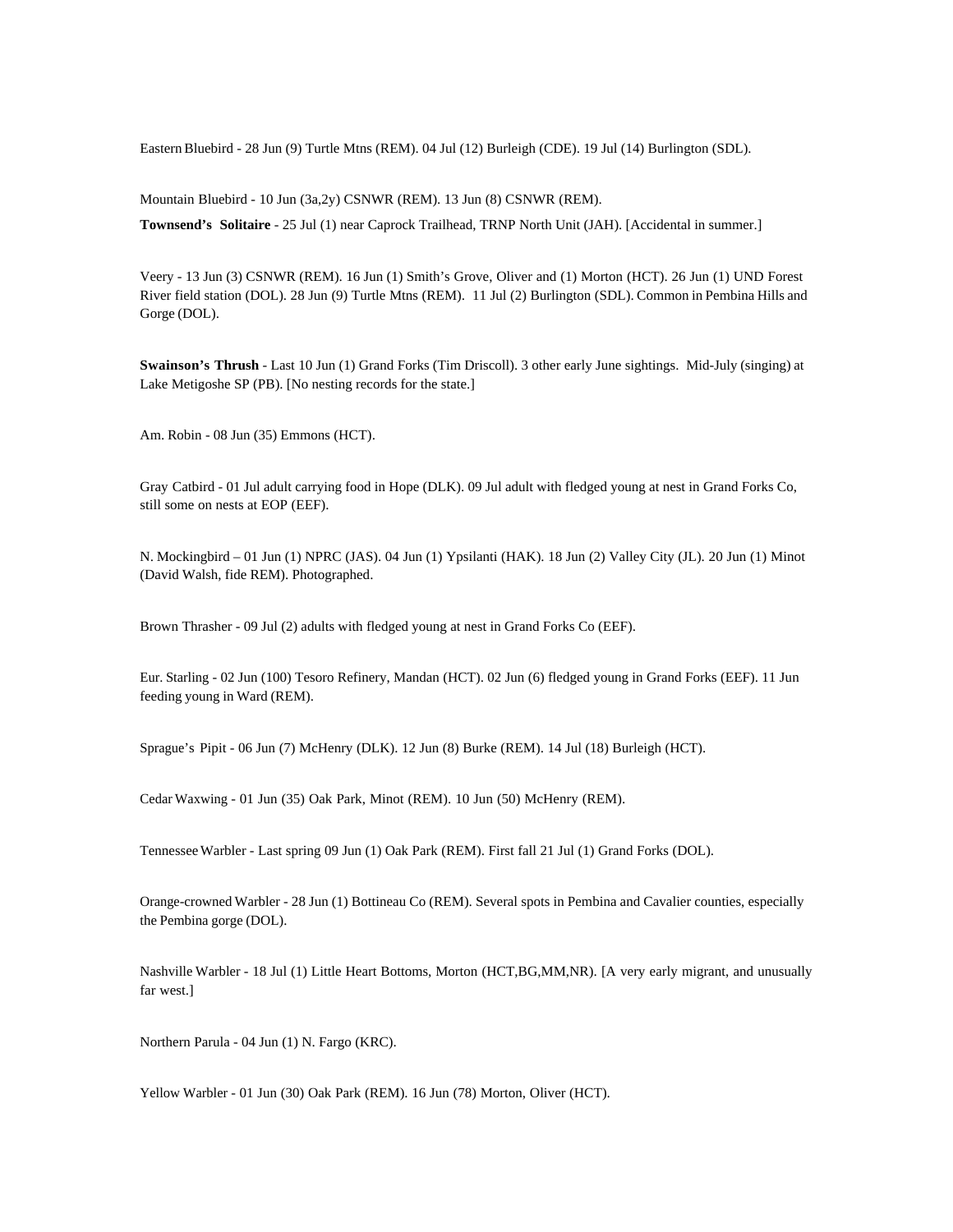Eastern Bluebird - 28 Jun (9) Turtle Mtns (REM). 04 Jul (12) Burleigh (CDE). 19 Jul (14) Burlington (SDL).

Mountain Bluebird - 10 Jun (3a,2y) CSNWR (REM). 13 Jun (8) CSNWR (REM).

**Townsend's Solitaire** - 25 Jul (1) near Caprock Trailhead, TRNP North Unit (JAH). [Accidental in summer.]

Veery - 13 Jun (3) CSNWR (REM). 16 Jun (1) Smith's Grove, Oliver and (1) Morton (HCT). 26 Jun (1) UND Forest River field station (DOL). 28 Jun (9) Turtle Mtns (REM). 11 Jul (2) Burlington (SDL). Common in Pembina Hills and Gorge (DOL).

**Swainson's Thrush** - Last 10 Jun (1) Grand Forks (Tim Driscoll). 3 other early June sightings. Mid-July (singing) at Lake Metigoshe SP (PB). [No nesting records for the state.]

Am. Robin - 08 Jun (35) Emmons (HCT).

Gray Catbird - 01 Jul adult carrying food in Hope (DLK). 09 Jul adult with fledged young at nest in Grand Forks Co, still some on nests at EOP (EEF).

N. Mockingbird – 01 Jun (1) NPRC (JAS). 04 Jun (1) Ypsilanti (HAK). 18 Jun (2) Valley City (JL). 20 Jun (1) Minot (David Walsh, fide REM). Photographed.

Brown Thrasher - 09 Jul (2) adults with fledged young at nest in Grand Forks Co (EEF).

Eur. Starling - 02 Jun (100) Tesoro Refinery, Mandan (HCT). 02 Jun (6) fledged young in Grand Forks (EEF). 11 Jun feeding young in Ward (REM).

Sprague's Pipit - 06 Jun (7) McHenry (DLK). 12 Jun (8) Burke (REM). 14 Jul (18) Burleigh (HCT).

Cedar Waxwing - 01 Jun (35) Oak Park, Minot (REM). 10 Jun (50) McHenry (REM).

Tennessee Warbler - Last spring 09 Jun (1) Oak Park (REM). First fall 21 Jul (1) Grand Forks (DOL).

Orange-crowned Warbler - 28 Jun (1) Bottineau Co (REM). Several spots in Pembina and Cavalier counties, especially the Pembina gorge (DOL).

Nashville Warbler - 18 Jul (1) Little Heart Bottoms, Morton (HCT,BG,MM,NR). [A very early migrant, and unusually far west.]

Northern Parula - 04 Jun (1) N. Fargo (KRC).

Yellow Warbler - 01 Jun (30) Oak Park (REM). 16 Jun (78) Morton, Oliver (HCT).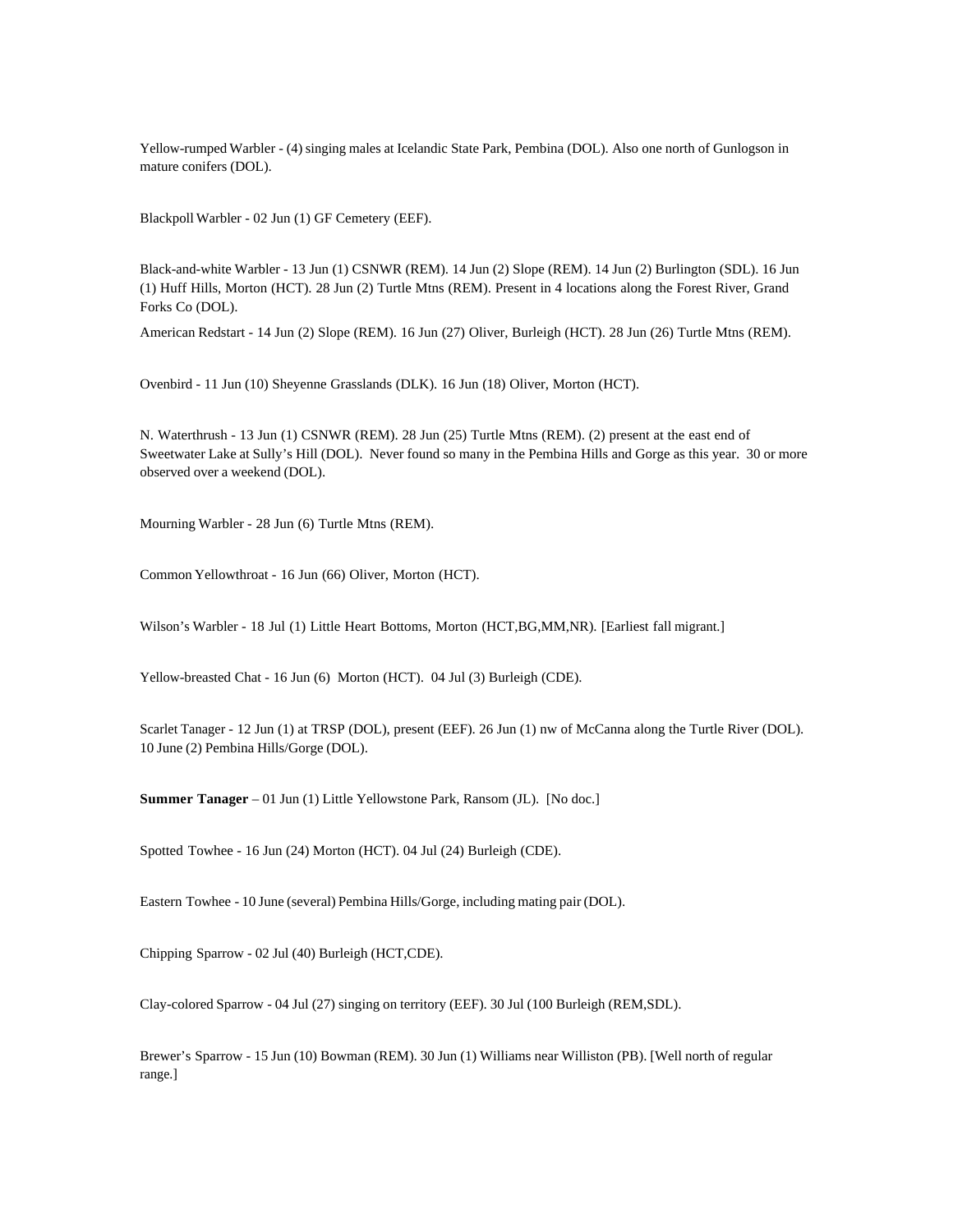Yellow-rumped Warbler - (4) singing males at Icelandic State Park, Pembina (DOL). Also one north of Gunlogson in mature conifers (DOL).

Blackpoll Warbler - 02 Jun (1) GF Cemetery (EEF).

Black-and-white Warbler - 13 Jun (1) CSNWR (REM). 14 Jun (2) Slope (REM). 14 Jun (2) Burlington (SDL). 16 Jun (1) Huff Hills, Morton (HCT). 28 Jun (2) Turtle Mtns (REM). Present in 4 locations along the Forest River, Grand Forks Co (DOL).

American Redstart - 14 Jun (2) Slope (REM). 16 Jun (27) Oliver, Burleigh (HCT). 28 Jun (26) Turtle Mtns (REM).

Ovenbird - 11 Jun (10) Sheyenne Grasslands (DLK). 16 Jun (18) Oliver, Morton (HCT).

N. Waterthrush - 13 Jun (1) CSNWR (REM). 28 Jun (25) Turtle Mtns (REM). (2) present at the east end of Sweetwater Lake at Sully's Hill (DOL). Never found so many in the Pembina Hills and Gorge as this year. 30 or more observed over a weekend (DOL).

Mourning Warbler - 28 Jun (6) Turtle Mtns (REM).

Common Yellowthroat - 16 Jun (66) Oliver, Morton (HCT).

Wilson's Warbler - 18 Jul (1) Little Heart Bottoms, Morton (HCT,BG,MM,NR). [Earliest fall migrant.]

Yellow-breasted Chat - 16 Jun (6) Morton (HCT). 04 Jul (3) Burleigh (CDE).

Scarlet Tanager - 12 Jun (1) at TRSP (DOL), present (EEF). 26 Jun (1) nw of McCanna along the Turtle River (DOL). 10 June (2) Pembina Hills/Gorge (DOL).

**Summer Tanager** – 01 Jun (1) Little Yellowstone Park, Ransom (JL). [No doc.]

Spotted Towhee - 16 Jun (24) Morton (HCT). 04 Jul (24) Burleigh (CDE).

Eastern Towhee - 10 June (several) Pembina Hills/Gorge, including mating pair (DOL).

Chipping Sparrow - 02 Jul (40) Burleigh (HCT,CDE).

Clay-colored Sparrow - 04 Jul (27) singing on territory (EEF). 30 Jul (100 Burleigh (REM,SDL).

Brewer's Sparrow - 15 Jun (10) Bowman (REM). 30 Jun (1) Williams near Williston (PB). [Well north of regular range.]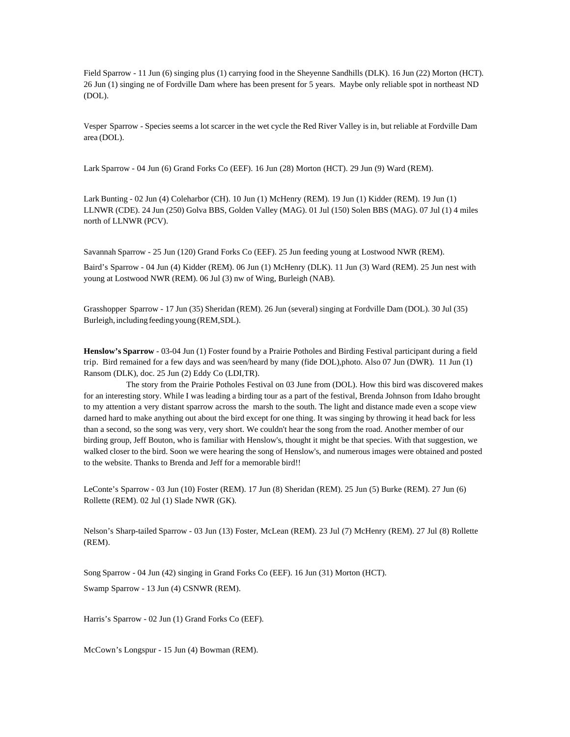Field Sparrow - 11 Jun (6) singing plus (1) carrying food in the Sheyenne Sandhills (DLK). 16 Jun (22) Morton (HCT). 26 Jun (1) singing ne of Fordville Dam where has been present for 5 years. Maybe only reliable spot in northeast ND (DOL).

Vesper Sparrow - Species seems a lot scarcer in the wet cycle the Red River Valley is in, but reliable at Fordville Dam area (DOL).

Lark Sparrow - 04 Jun (6) Grand Forks Co (EEF). 16 Jun (28) Morton (HCT). 29 Jun (9) Ward (REM).

Lark Bunting - 02 Jun (4) Coleharbor (CH). 10 Jun (1) McHenry (REM). 19 Jun (1) Kidder (REM). 19 Jun (1) LLNWR (CDE). 24 Jun (250) Golva BBS, Golden Valley (MAG). 01 Jul (150) Solen BBS (MAG). 07 Jul (1) 4 miles north of LLNWR (PCV).

Savannah Sparrow - 25 Jun (120) Grand Forks Co (EEF). 25 Jun feeding young at Lostwood NWR (REM).

Baird's Sparrow - 04 Jun (4) Kidder (REM). 06 Jun (1) McHenry (DLK). 11 Jun (3) Ward (REM). 25 Jun nest with young at Lostwood NWR (REM). 06 Jul (3) nw of Wing, Burleigh (NAB).

Grasshopper Sparrow - 17 Jun (35) Sheridan (REM). 26 Jun (several) singing at Fordville Dam (DOL). 30 Jul (35) Burleigh, including feeding young (REM,SDL).

**Henslow's Sparrow** - 03-04 Jun (1) Foster found by a Prairie Potholes and Birding Festival participant during a field trip. Bird remained for a few days and was seen/heard by many (fide DOL),photo. Also 07 Jun (DWR). 11 Jun (1) Ransom (DLK), doc. 25 Jun (2) Eddy Co (LDI,TR).

The story from the Prairie Potholes Festival on 03 June from (DOL). How this bird was discovered makes for an interesting story. While I was leading a birding tour as a part of the festival, Brenda Johnson from Idaho brought to my attention a very distant sparrow across the marsh to the south. The light and distance made even a scope view darned hard to make anything out about the bird except for one thing. It was singing by throwing it head back for less than a second, so the song was very, very short. We couldn't hear the song from the road. Another member of our birding group, Jeff Bouton, who is familiar with Henslow's, thought it might be that species. With that suggestion, we walked closer to the bird. Soon we were hearing the song of Henslow's, and numerous images were obtained and posted to the website. Thanks to Brenda and Jeff for a memorable bird!!

LeConte's Sparrow - 03 Jun (10) Foster (REM). 17 Jun (8) Sheridan (REM). 25 Jun (5) Burke (REM). 27 Jun (6) Rollette (REM). 02 Jul (1) Slade NWR (GK).

Nelson's Sharp-tailed Sparrow - 03 Jun (13) Foster, McLean (REM). 23 Jul (7) McHenry (REM). 27 Jul (8) Rollette (REM).

Song Sparrow - 04 Jun (42) singing in Grand Forks Co (EEF). 16 Jun (31) Morton (HCT).

Swamp Sparrow - 13 Jun (4) CSNWR (REM).

Harris's Sparrow - 02 Jun (1) Grand Forks Co (EEF).

McCown's Longspur - 15 Jun (4) Bowman (REM).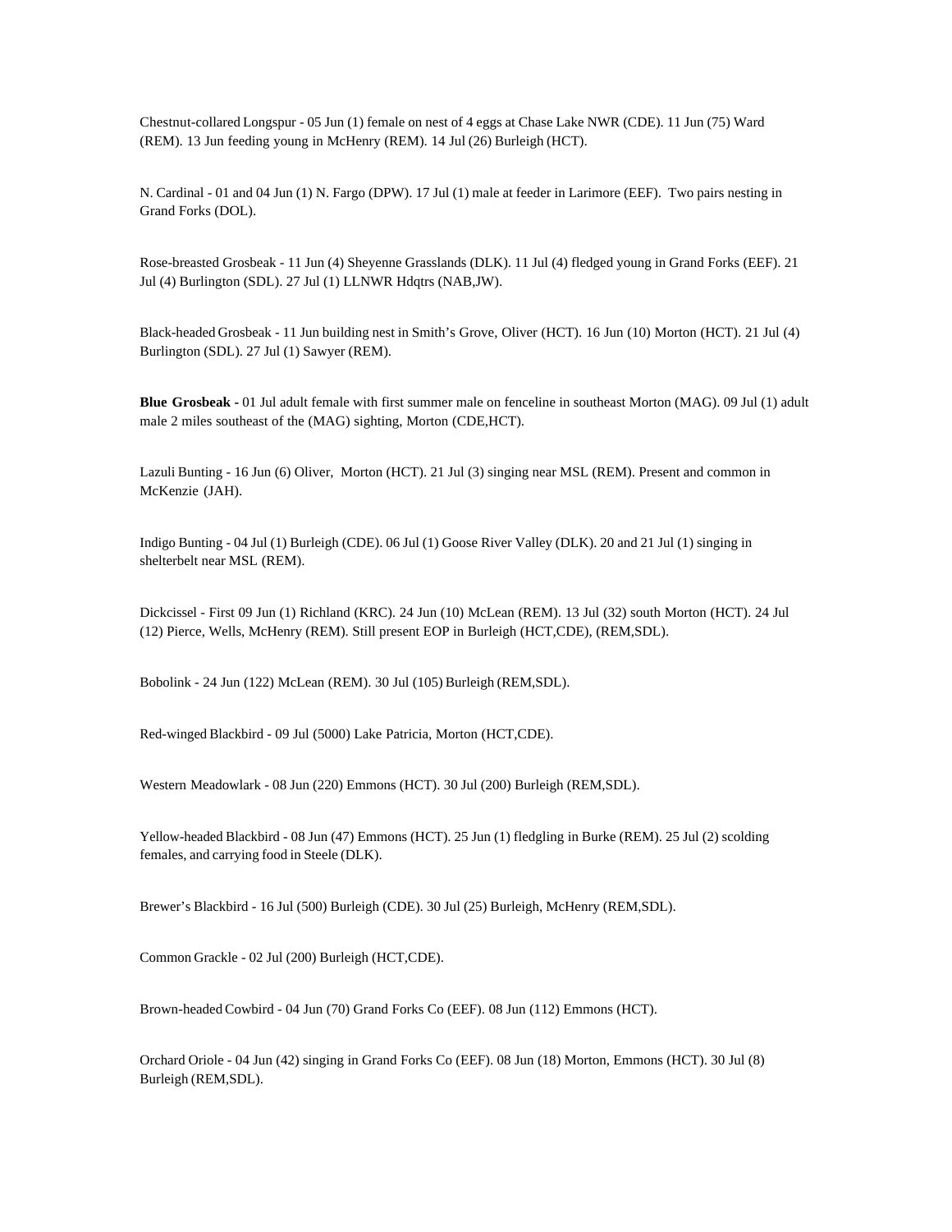Chestnut-collared Longspur - 05 Jun (1) female on nest of 4 eggs at Chase Lake NWR (CDE). 11 Jun (75) Ward (REM). 13 Jun feeding young in McHenry (REM). 14 Jul (26) Burleigh (HCT).

N. Cardinal - 01 and 04 Jun (1) N. Fargo (DPW). 17 Jul (1) male at feeder in Larimore (EEF). Two pairs nesting in Grand Forks (DOL).

Rose-breasted Grosbeak - 11 Jun (4) Sheyenne Grasslands (DLK). 11 Jul (4) fledged young in Grand Forks (EEF). 21 Jul (4) Burlington (SDL). 27 Jul (1) LLNWR Hdqtrs (NAB,JW).

Black-headed Grosbeak - 11 Jun building nest in Smith's Grove, Oliver (HCT). 16 Jun (10) Morton (HCT). 21 Jul (4) Burlington (SDL). 27 Jul (1) Sawyer (REM).

**Blue Grosbeak -** 01 Jul adult female with first summer male on fenceline in southeast Morton (MAG). 09 Jul (1) adult male 2 miles southeast of the (MAG) sighting, Morton (CDE,HCT).

Lazuli Bunting - 16 Jun (6) Oliver, Morton (HCT). 21 Jul (3) singing near MSL (REM). Present and common in McKenzie (JAH).

Indigo Bunting - 04 Jul (1) Burleigh (CDE). 06 Jul (1) Goose River Valley (DLK). 20 and 21 Jul (1) singing in shelterbelt near MSL (REM).

Dickcissel - First 09 Jun (1) Richland (KRC). 24 Jun (10) McLean (REM). 13 Jul (32) south Morton (HCT). 24 Jul (12) Pierce, Wells, McHenry (REM). Still present EOP in Burleigh (HCT,CDE), (REM,SDL).

Bobolink - 24 Jun (122) McLean (REM). 30 Jul (105) Burleigh (REM,SDL).

Red-winged Blackbird - 09 Jul (5000) Lake Patricia, Morton (HCT,CDE).

Western Meadowlark - 08 Jun (220) Emmons (HCT). 30 Jul (200) Burleigh (REM,SDL).

Yellow-headed Blackbird - 08 Jun (47) Emmons (HCT). 25 Jun (1) fledgling in Burke (REM). 25 Jul (2) scolding females, and carrying food in Steele (DLK).

Brewer's Blackbird - 16 Jul (500) Burleigh (CDE). 30 Jul (25) Burleigh, McHenry (REM,SDL).

Common Grackle - 02 Jul (200) Burleigh (HCT,CDE).

Brown-headed Cowbird - 04 Jun (70) Grand Forks Co (EEF). 08 Jun (112) Emmons (HCT).

Orchard Oriole - 04 Jun (42) singing in Grand Forks Co (EEF). 08 Jun (18) Morton, Emmons (HCT). 30 Jul (8) Burleigh (REM,SDL).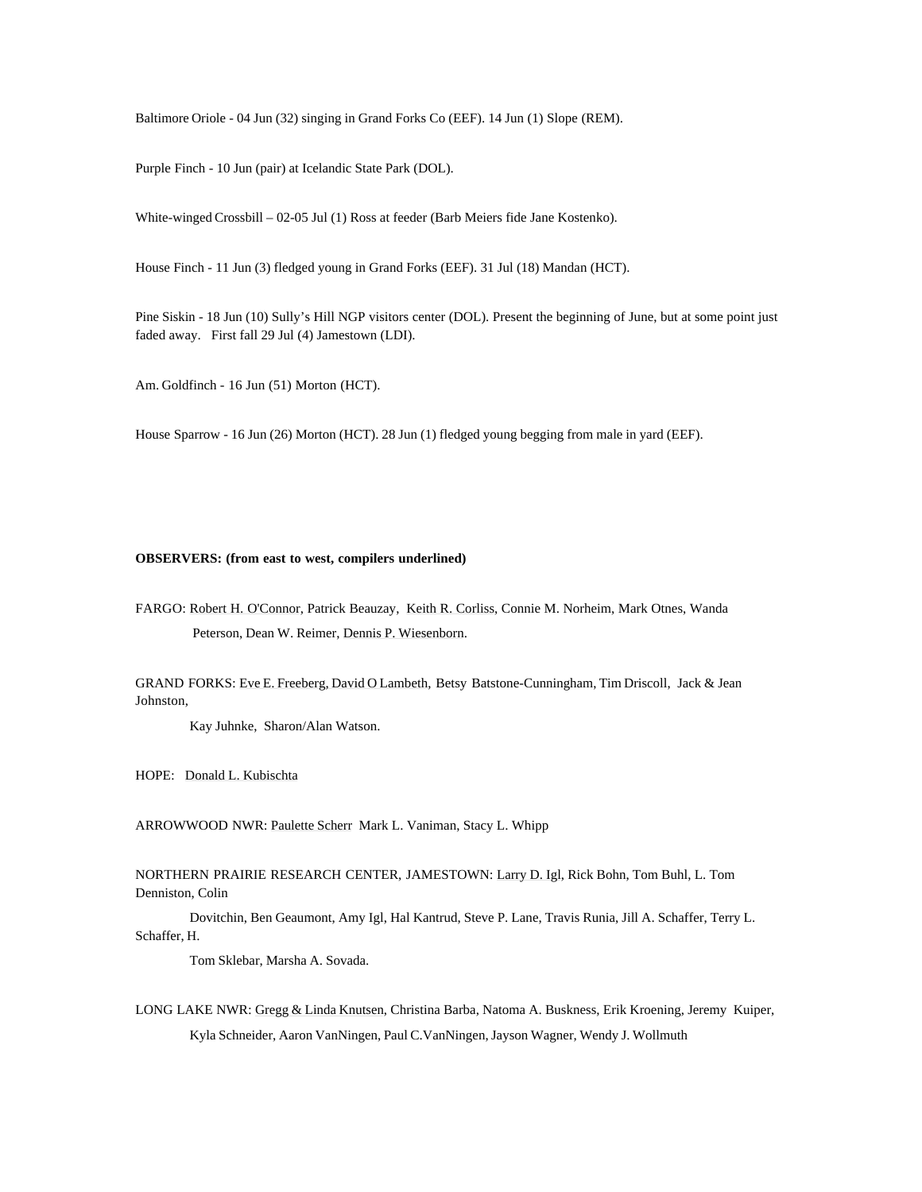Baltimore Oriole - 04 Jun (32) singing in Grand Forks Co (EEF). 14 Jun (1) Slope (REM).

Purple Finch - 10 Jun (pair) at Icelandic State Park (DOL).

White-winged Crossbill – 02-05 Jul (1) Ross at feeder (Barb Meiers fide Jane Kostenko).

House Finch - 11 Jun (3) fledged young in Grand Forks (EEF). 31 Jul (18) Mandan (HCT).

Pine Siskin - 18 Jun (10) Sully's Hill NGP visitors center (DOL). Present the beginning of June, but at some point just faded away. First fall 29 Jul (4) Jamestown (LDI).

Am. Goldfinch - 16 Jun (51) Morton (HCT).

House Sparrow - 16 Jun (26) Morton (HCT). 28 Jun (1) fledged young begging from male in yard (EEF).

**OBSERVERS: (from east to west, compilers underlined)**

FARGO: Robert H. O'Connor, Patrick Beauzay, Keith R. Corliss, Connie M. Norheim, Mark Otnes, Wanda Peterson, Dean W. Reimer, Dennis P. Wiesenborn.

GRAND FORKS: Eve E. Freeberg, David O Lambeth, Betsy Batstone-Cunningham, Tim Driscoll, Jack & Jean Johnston, Kay Juhnke, Sharon/Alan Watson.

HOPE: Donald L. Kubischta

ARROWWOOD NWR: Paulette Scherr Mark L. Vaniman, Stacy L. Whipp

NORTHERN PRAIRIE RESEARCH CENTER, JAMESTOWN: Larry D. Igl, Rick Bohn, Tom Buhl, L. Tom Denniston, Colin Dovitchin, Ben Geaumont, Amy Igl, Hal Kantrud, Steve P. Lane, Travis Runia, Jill A. Schaffer, Terry L. Schaffer, H. Tom Sklebar, Marsha A. Sovada.

LONG LAKE NWR: Gregg & Linda Knutsen, Christina Barba, Natoma A. Buskness, Erik Kroening, Jeremy Kuiper, Kyla Schneider, Aaron VanNingen, Paul C.VanNingen, Jayson Wagner, Wendy J. Wollmuth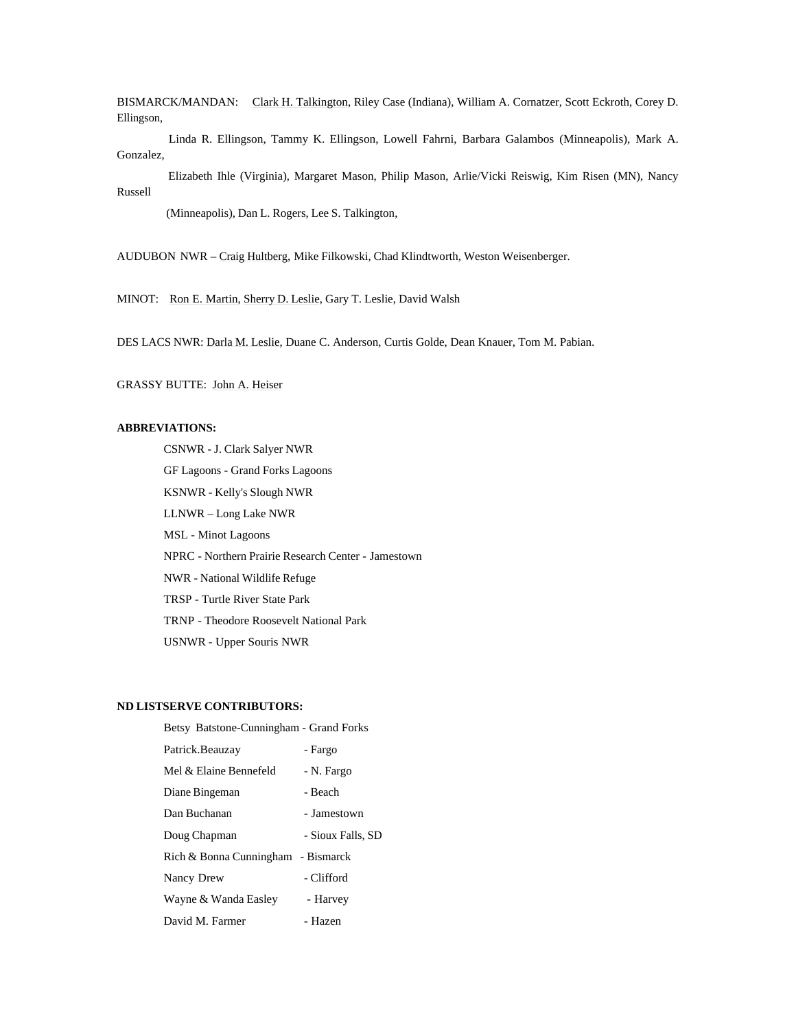BISMARCK/MANDAN: Clark H. Talkington, Riley Case (Indiana), William A. Cornatzer, Scott Eckroth, Corey D. Ellingson, Linda R. Ellingson, Tammy K. Ellingson, Lowell Fahrni, Barbara Galambos (Minneapolis), Mark A. Gonzalez, Elizabeth Ihle (Virginia), Margaret Mason, Philip Mason, Arlie/Vicki Reiswig, Kim Risen (MN), Nancy Russell (Minneapolis), Dan L. Rogers, Lee S. Talkington,

AUDUBON NWR – Craig Hultberg, Mike Filkowski, Chad Klindtworth, Weston Weisenberger.

MINOT: Ron E. Martin, Sherry D. Leslie, Gary T. Leslie, David Walsh

DES LACS NWR: Darla M. Leslie, Duane C. Anderson, Curtis Golde, Dean Knauer, Tom M. Pabian.

GRASSY BUTTE: John A. Heiser

**ABBREVIATIONS:**

- CSNWR - J. Clark Salyer NWR
- GF Lagoons - Grand Forks Lagoons
- KSNWR - Kelly's Slough NWR
- LLNWR – Long Lake NWR
- MSL - Minot Lagoons
- NPRC - Northern Prairie Research Center - Jamestown
- NWR - National Wildlife Refuge
- TRSP - Turtle River State Park
- TRNP - Theodore Roosevelt National Park
- USNWR - Upper Souris NWR

**ND LISTSERVE CONTRIBUTORS:**

- Betsy Batstone-Cunningham - Grand Forks
- Patrick.Beauzay - Fargo
- Mel & Elaine Bennefeld - N. Fargo
- Diane Bingeman - Beach
- Dan Buchanan - Jamestown
- Doug Chapman - Sioux Falls, SD
- Rich & Bonna Cunningham - Bismarck
- Nancy Drew - Clifford
- Wayne & Wanda Easley - Harvey
- David M. Farmer - Hazen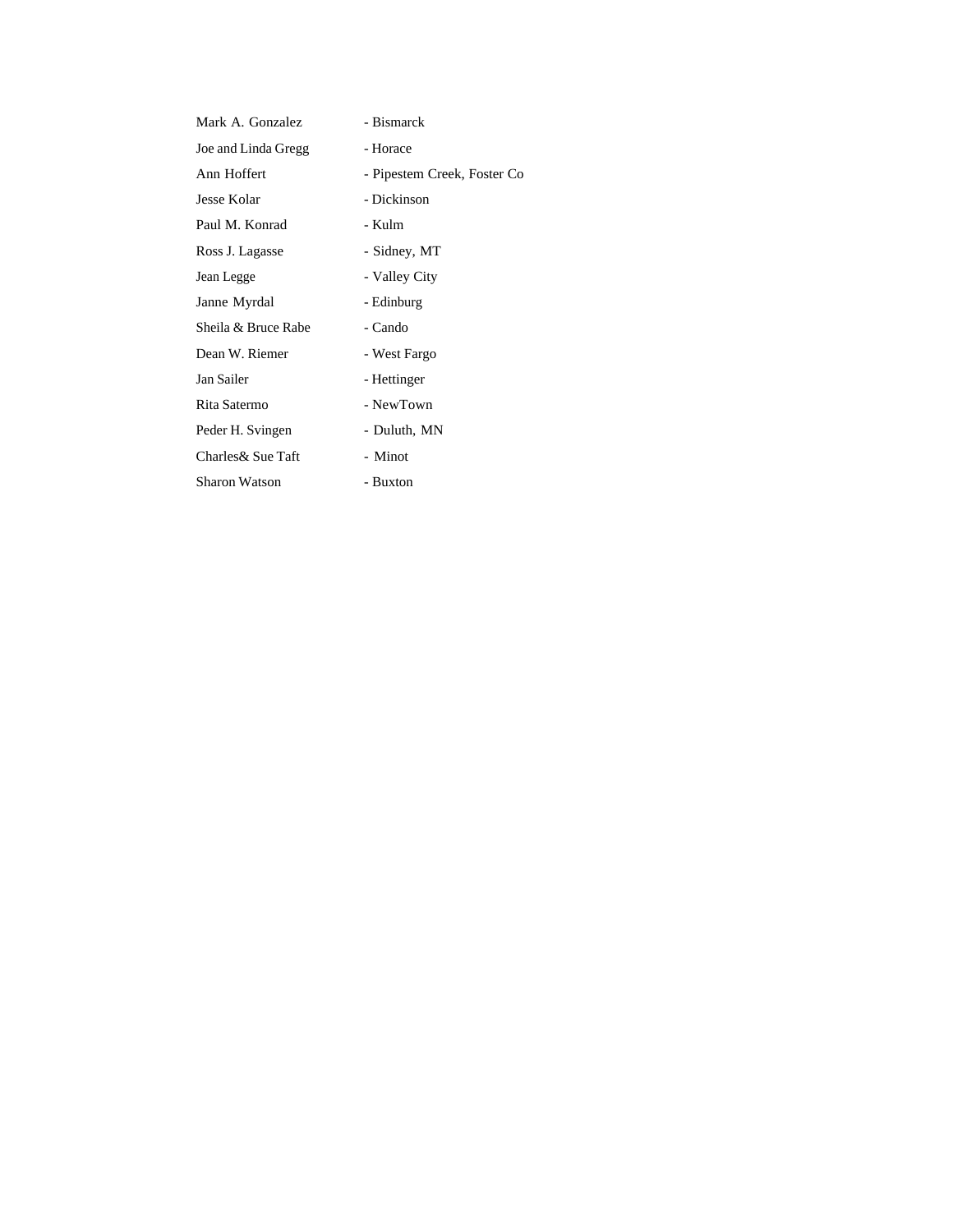| | |
|---|---|
| Mark A. Gonzalez | - Bismarck |
| Joe and Linda Gregg | - Horace |
| Ann Hoffert | - Pipestem Creek, Foster Co |
| Jesse Kolar | - Dickinson |
| Paul M. Konrad | - Kulm |
| Ross J. Lagasse | - Sidney, MT |
| Jean Legge | - Valley City |
| Janne Myrdal | - Edinburg |
| Sheila & Bruce Rabe | - Cando |
| Dean W. Riemer | - West Fargo |
| Jan Sailer | - Hettinger |
| Rita Satermo | - NewTown |
| Peder H. Svingen | - Duluth, MN |
| Charles& Sue Taft | - Minot |
| Sharon Watson | - Buxton |